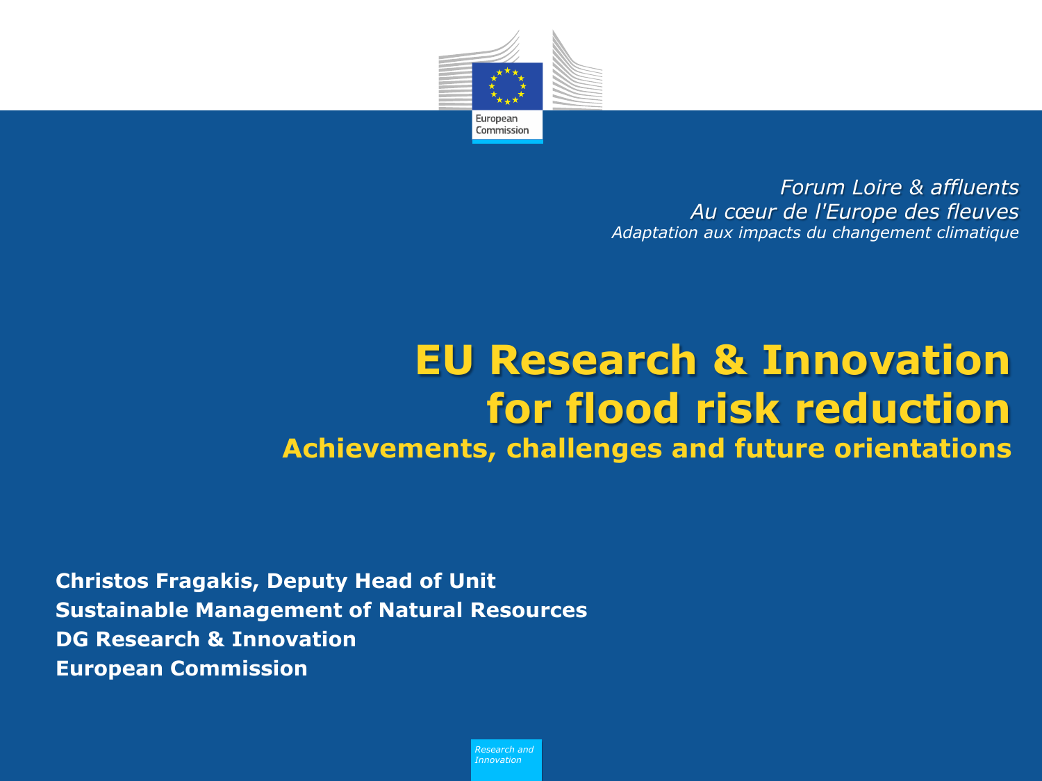*Forum Loire & affluents*
*Au cœur de l'Europe des fleuves*
*Adaptation aux impacts du changement climatique*

# EU Research & Innovation for flood risk reduction

## Achievements, challenges and future orientations

**Christos Fragakis, Deputy Head of Unit**
**Sustainable Management of Natural Resources**
**DG Research & Innovation**
**European Commission**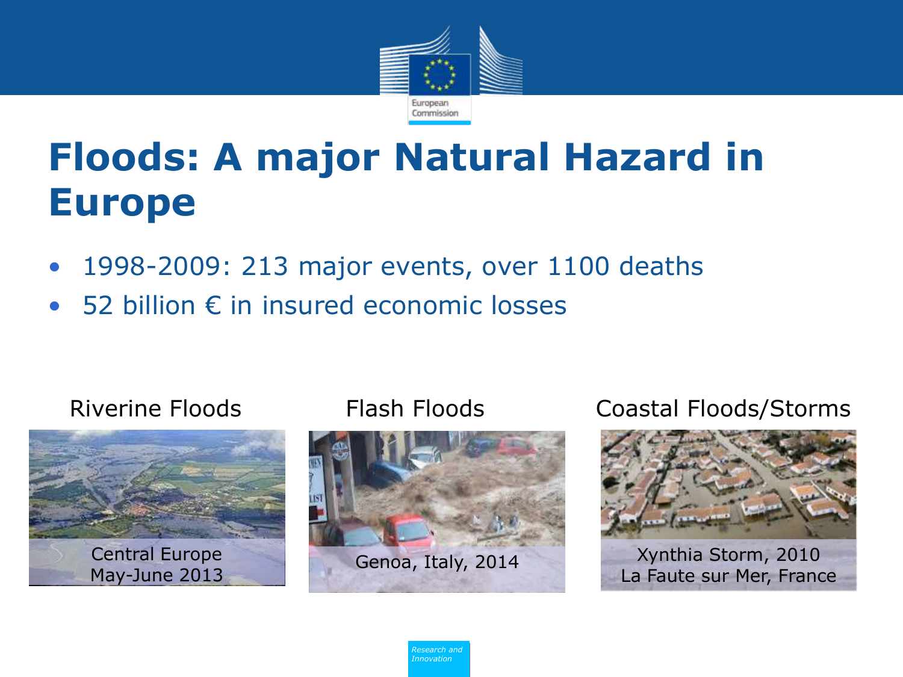# Floods: A major Natural Hazard in Europe

- 1998-2009: 213 major events, over 1100 deaths
- 52 billion € in insured economic losses

Riverine Floods

Central Europe
May-June 2013

Flash Floods

Genoa, Italy, 2014

Coastal Floods/Storms

Xynthia Storm, 2010
La Faute sur Mer, France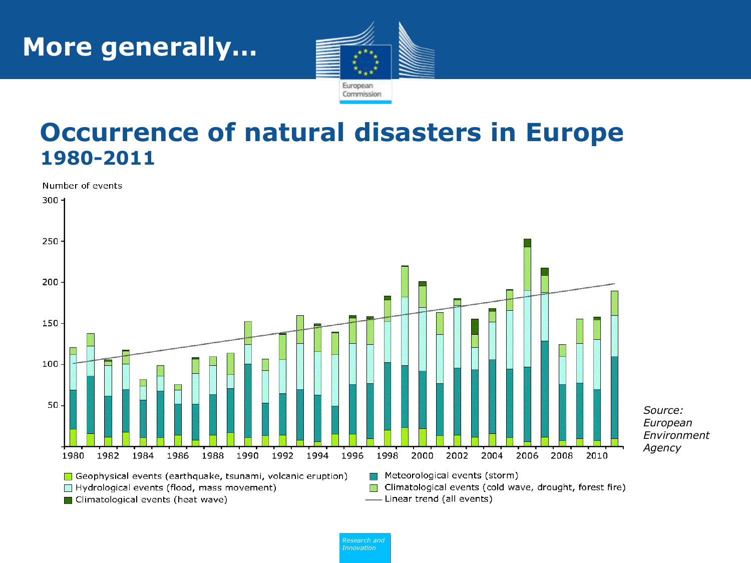# More generally…

## Occurrence of natural disasters in Europe
### 1980-2011

Number of events

300
250
200
150
100
50

1980 1982 1984 1986 1988 1990 1992 1994 1996 1998 2000 2002 2004 2006 2008 2010

- Geophysical events (earthquake, tsunami, volcanic eruption)
- Hydrological events (flood, mass movement)
- Climatological events (heat wave)
- Meteorological events (storm)
- Climatological events (cold wave, drought, forest fire)
- Linear trend (all events)

*Source: European Environment Agency*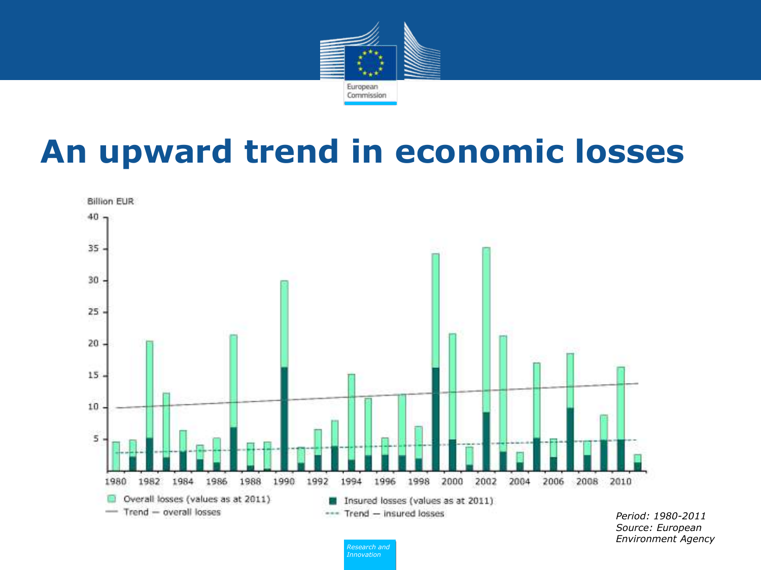# An upward trend in economic losses

Billion EUR

40
35
30
25
20
15
10
5

1980 1982 1984 1986 1988 1990 1992 1994 1996 1998 2000 2002 2004 2006 2008 2010

Overall losses (values as at 2011)
Insured losses (values as at 2011)
Trend — overall losses
Trend — insured losses

*Period: 1980-2011*
*Source: European Environment Agency*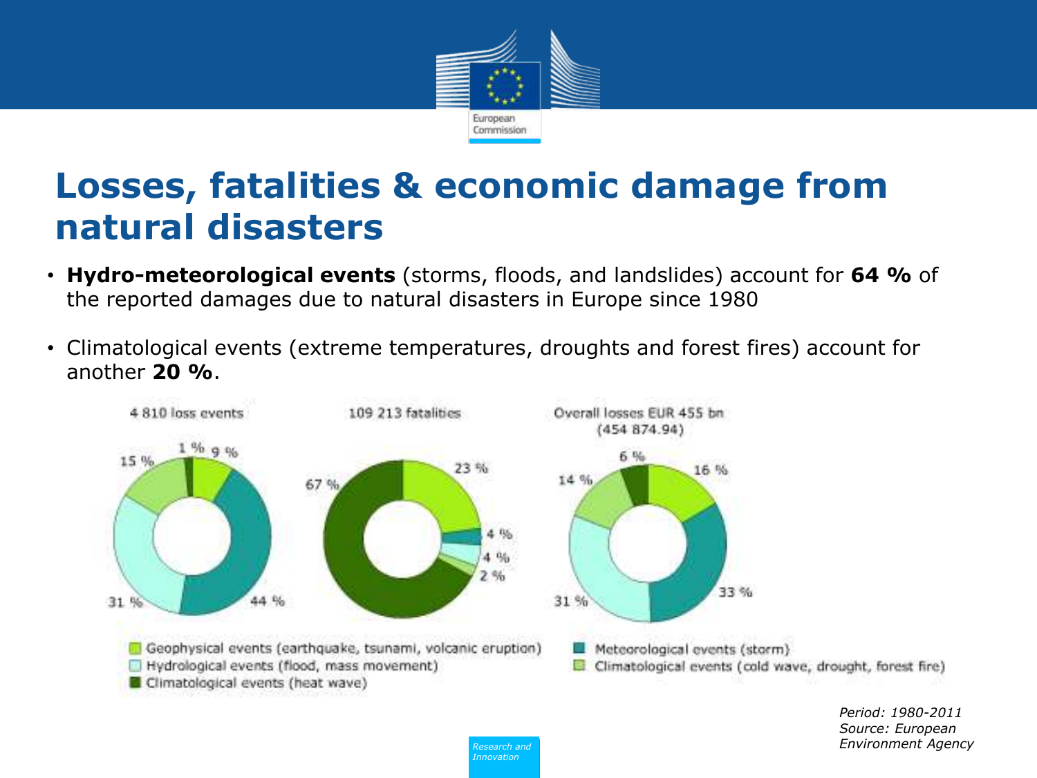# Losses, fatalities & economic damage from natural disasters

- **Hydro-meteorological events** (storms, floods, and landslides) account for **64 %** of the reported damages due to natural disasters in Europe since 1980
- Climatological events (extreme temperatures, droughts and forest fires) account for another **20 %**.

4 810 loss events

109 213 fatalities

Overall losses EUR 455 bn (454 874.94)

| | 4 810 loss events | 109 213 fatalities | Overall losses EUR 455 bn |
|---|---|---|---|
| Geophysical events (earthquake, tsunami, volcanic eruption) | 9 % | 23 % | 16 % |
| Meteorological events (storm) | 44 % | 4 % | 33 % |
| Hydrological events (flood, mass movement) | 31 % | 4 % | 31 % |
| Climatological events (cold wave, drought, forest fire) | 15 % | 2 % | 14 % |
| Climatological events (heat wave) | 1 % | 67 % | 6 % |

*Period: 1980-2011*
*Source: European Environment Agency*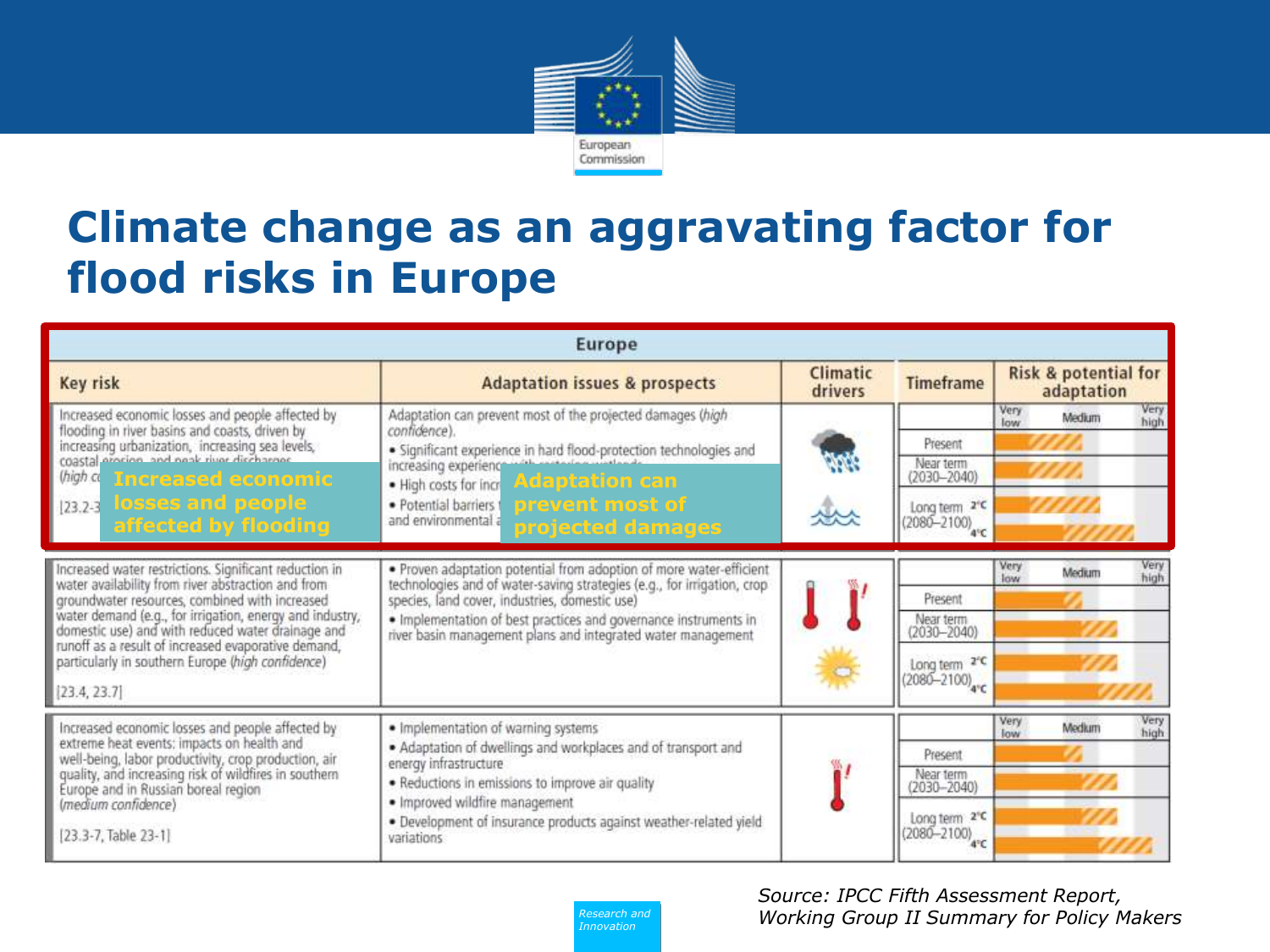# Climate change as an aggravating factor for flood risks in Europe

| Europe | | | | |
|---|---|---|---|---|
| **Key risk** | **Adaptation issues & prospects** | **Climatic drivers** | **Timeframe** | **Risk & potential for adaptation** |
| Increased economic losses and people affected by flooding in river basins and coasts, driven by increasing urbanization, increasing sea levels, coastal erosion, and peak river discharges (high co... [23.2-3... | Adaptation can prevent most of the projected damages (*high confidence*). • Significant experience in hard flood-protection technologies and increasing experience... • High costs for incr... • Potential barriers... and environmental a... | | Present; Near term (2030–2040); Long term (2080–2100) 2°C / 4°C | Very low – Medium – Very high |
| Increased water restrictions. Significant reduction in water availability from river abstraction and from groundwater resources, combined with increased water demand (e.g., for irrigation, energy and industry, domestic use) and with reduced water drainage and runoff as a result of increased evaporative demand, particularly in southern Europe (*high confidence*) [23.4, 23.7] | • Proven adaptation potential from adoption of more water-efficient technologies and of water-saving strategies (e.g., for irrigation, crop species, land cover, industries, domestic use) • Implementation of best practices and governance instruments in river basin management plans and integrated water management | | Present; Near term (2030–2040); Long term (2080–2100) 2°C / 4°C | Very low – Medium – Very high |
| Increased economic losses and people affected by extreme heat events: impacts on health and well-being, labor productivity, crop production, air quality, and increasing risk of wildfires in southern Europe and in Russian boreal region (*medium confidence*) [23.3-7, Table 23-1] | • Implementation of warning systems • Adaptation of dwellings and workplaces and of transport and energy infrastructure • Reductions in emissions to improve air quality • Improved wildfire management • Development of insurance products against weather-related yield variations | | Present; Near term (2030–2040); Long term (2080–2100) 2°C / 4°C | Very low – Medium – Very high |

**Increased economic losses and people affected by flooding**

**Adaptation can prevent most of projected damages**

*Source: IPCC Fifth Assessment Report, Working Group II Summary for Policy Makers*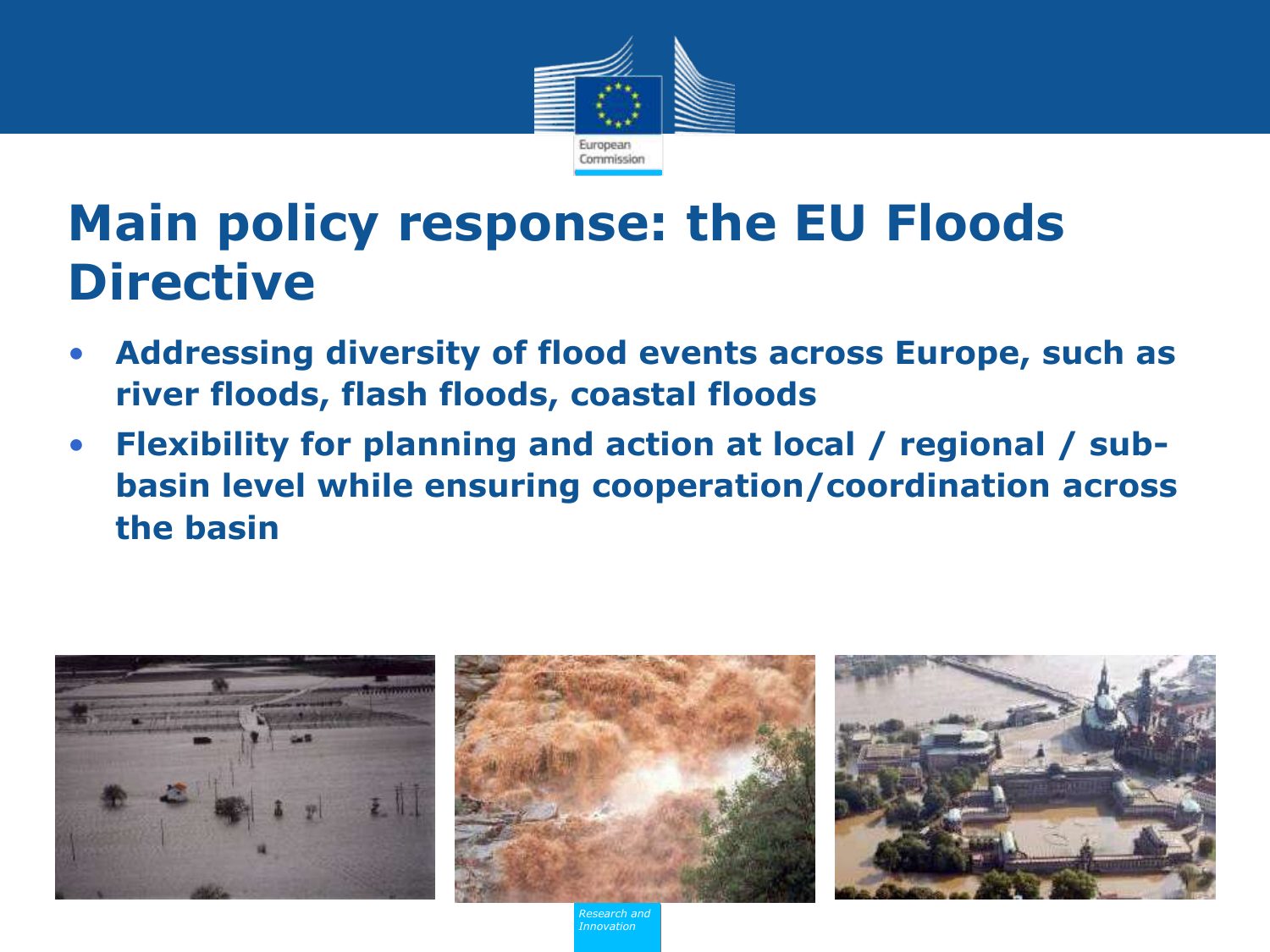# Main policy response: the EU Floods Directive

- **Addressing diversity of flood events across Europe, such as river floods, flash floods, coastal floods**
- **Flexibility for planning and action at local / regional / sub-basin level while ensuring cooperation/coordination across the basin**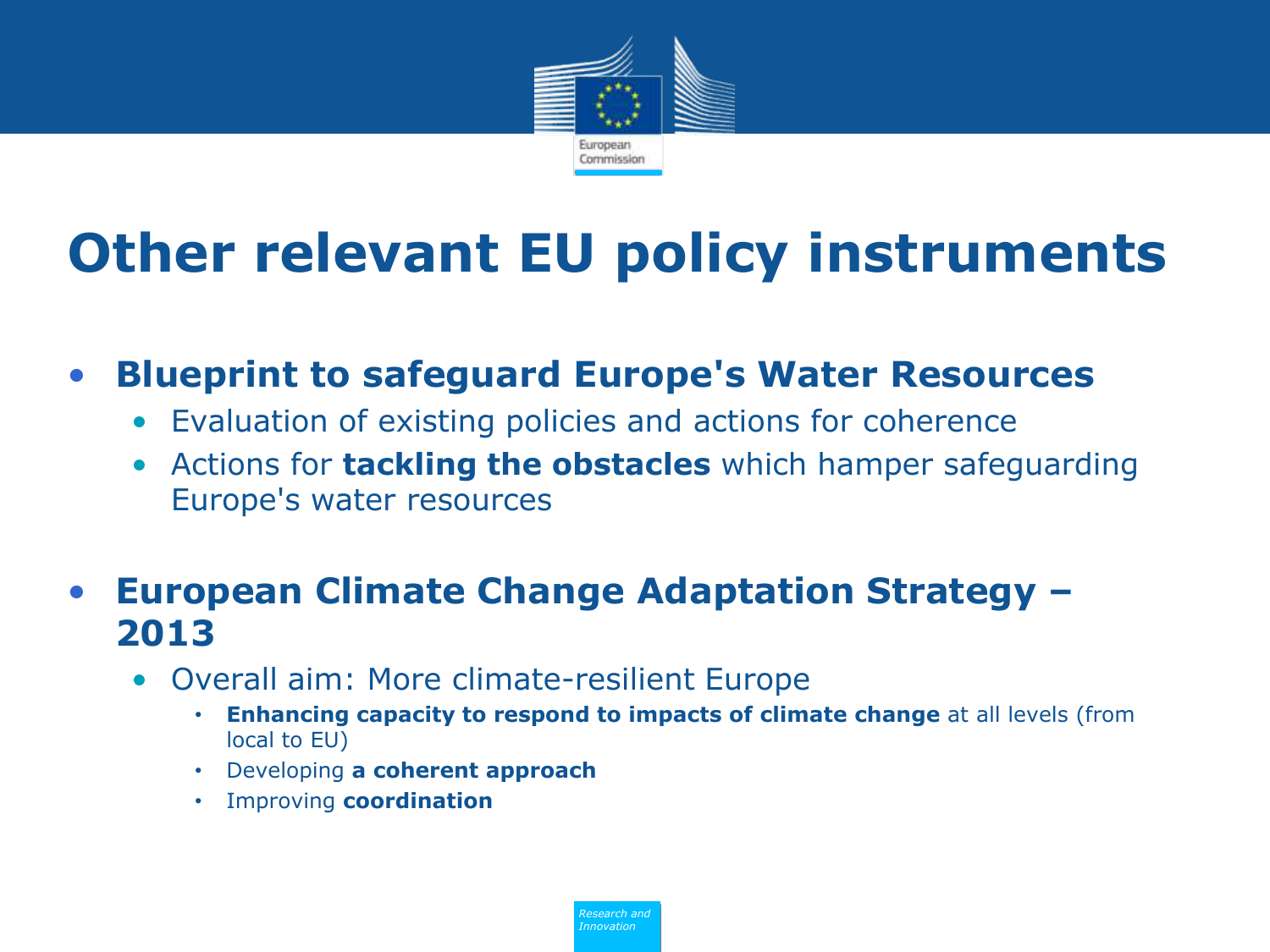# Other relevant EU policy instruments

- **Blueprint to safeguard Europe's Water Resources**
  - Evaluation of existing policies and actions for coherence
  - Actions for **tackling the obstacles** which hamper safeguarding Europe's water resources

- **European Climate Change Adaptation Strategy – 2013**
  - Overall aim: More climate-resilient Europe
    - **Enhancing capacity to respond to impacts of climate change** at all levels (from local to EU)
    - Developing **a coherent approach**
    - Improving **coordination**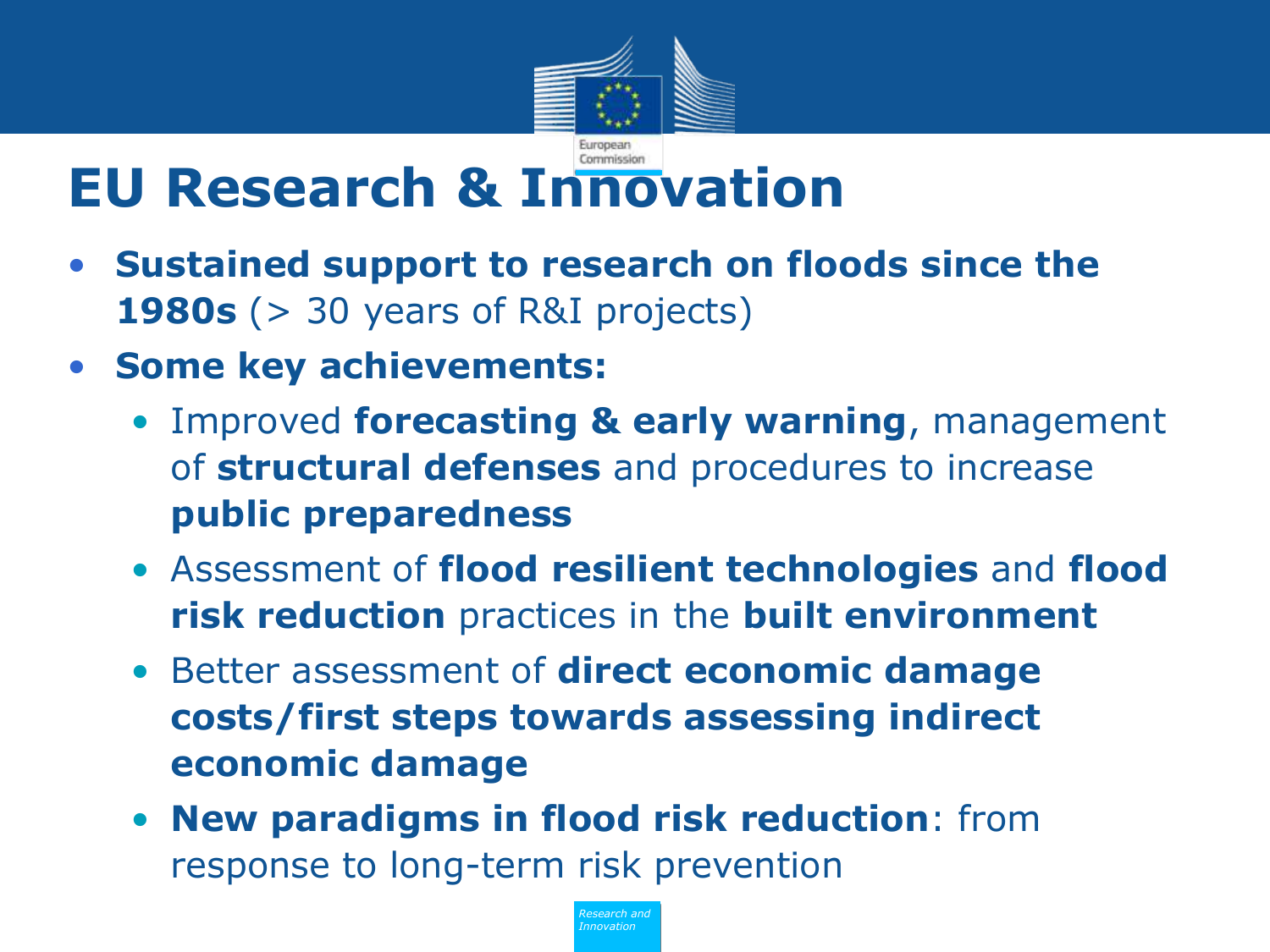# EU Research & Innovation

- **Sustained support to research on floods since the 1980s** (> 30 years of R&I projects)
- **Some key achievements:**
  - Improved **forecasting & early warning**, management of **structural defenses** and procedures to increase **public preparedness**
  - Assessment of **flood resilient technologies** and **flood risk reduction** practices in the **built environment**
  - Better assessment of **direct economic damage costs/first steps towards assessing indirect economic damage**
  - **New paradigms in flood risk reduction**: from response to long-term risk prevention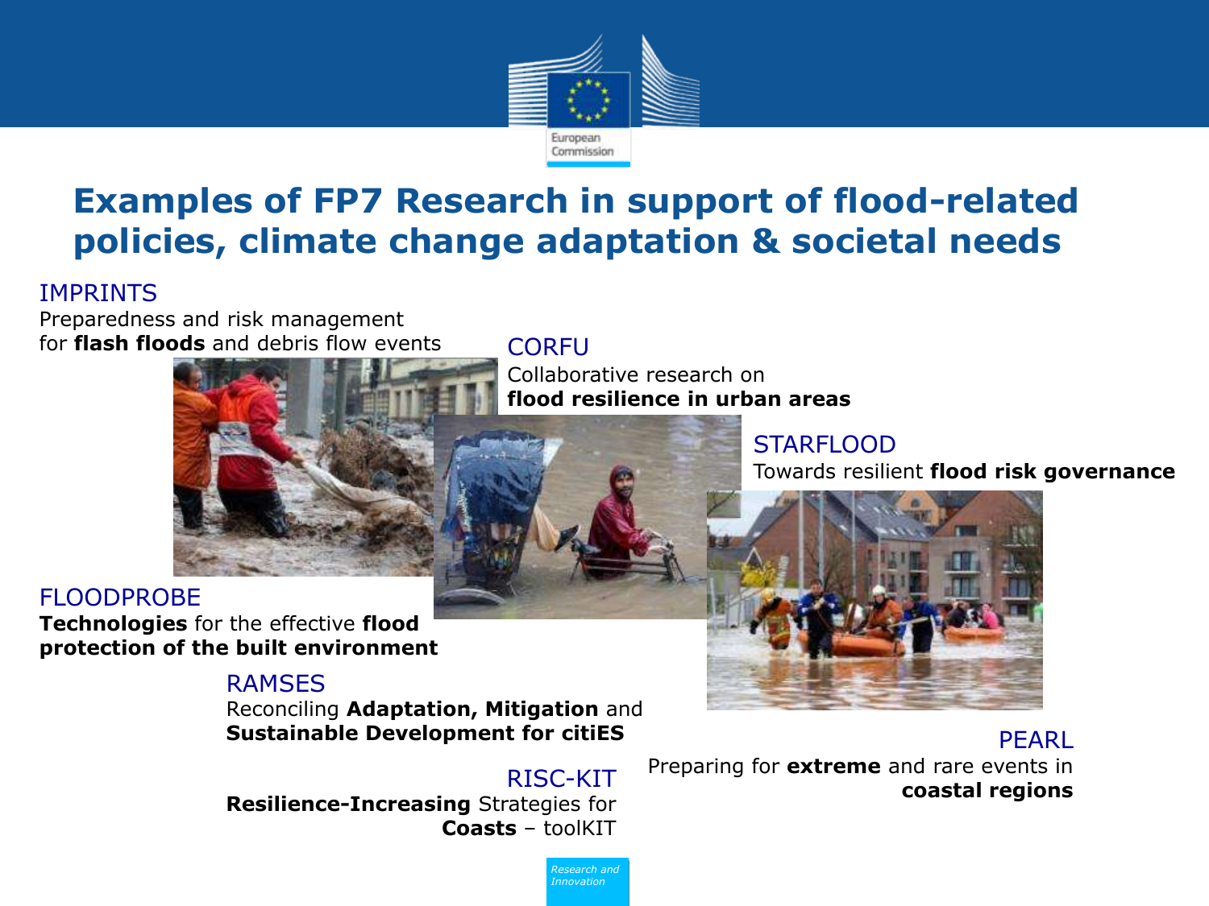# Examples of FP7 Research in support of flood-related policies, climate change adaptation & societal needs

IMPRINTS

Preparedness and risk management for **flash floods** and debris flow events

CORFU

Collaborative research on **flood resilience in urban areas**

STARFLOOD

Towards resilient **flood risk governance**

FLOODPROBE

**Technologies** for the effective **flood protection of the built environment**

RAMSES

Reconciling **Adaptation, Mitigation** and **Sustainable Development for citiES**

PEARL

Preparing for **extreme** and rare events in **coastal regions**

RISC-KIT

**Resilience-Increasing** Strategies for **Coasts** – toolKIT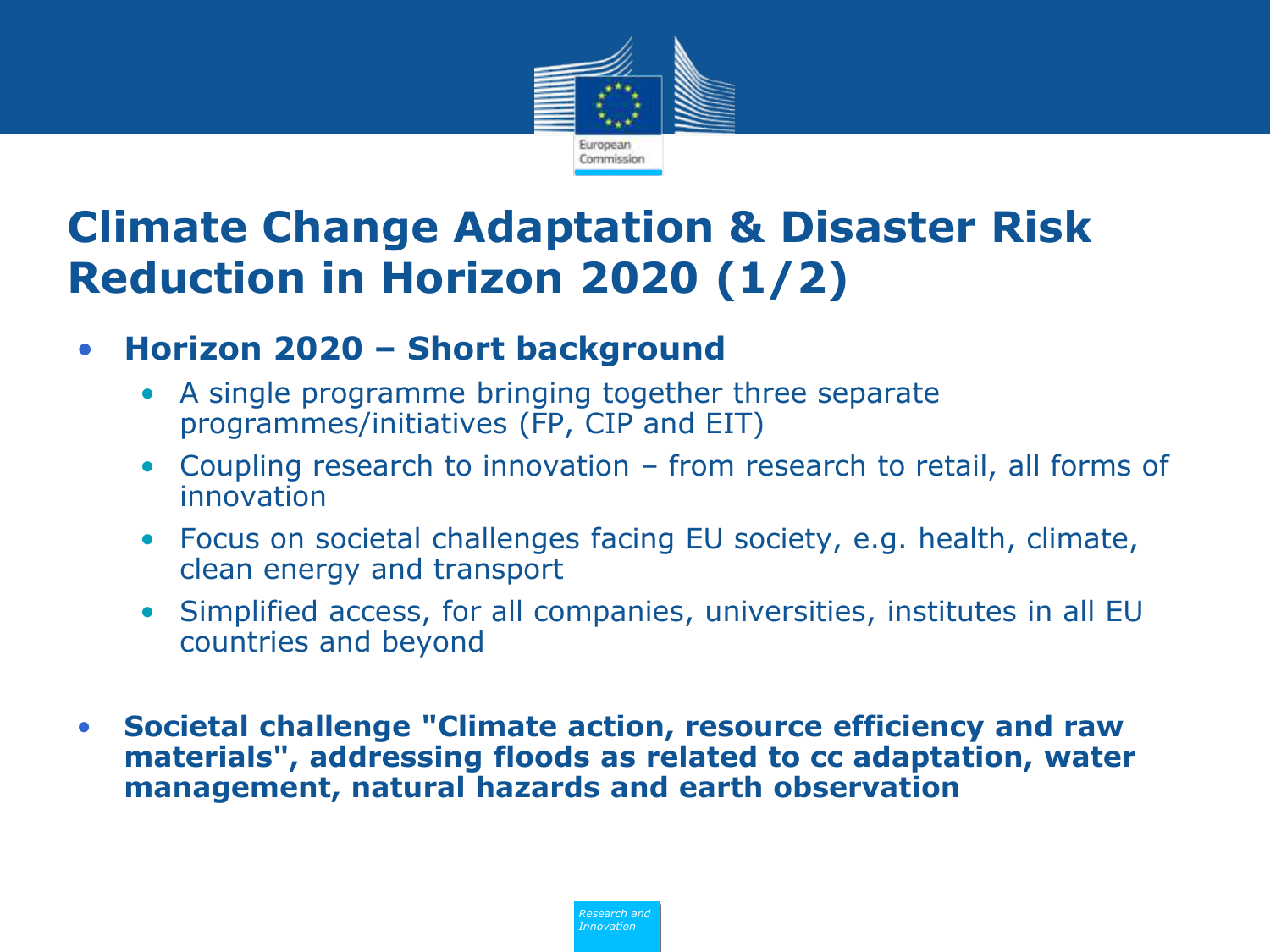# Climate Change Adaptation & Disaster Risk Reduction in Horizon 2020 (1/2)

- **Horizon 2020 – Short background**
  - A single programme bringing together three separate programmes/initiatives (FP, CIP and EIT)
  - Coupling research to innovation – from research to retail, all forms of innovation
  - Focus on societal challenges facing EU society, e.g. health, climate, clean energy and transport
  - Simplified access, for all companies, universities, institutes in all EU countries and beyond

- **Societal challenge "Climate action, resource efficiency and raw materials", addressing floods as related to cc adaptation, water management, natural hazards and earth observation**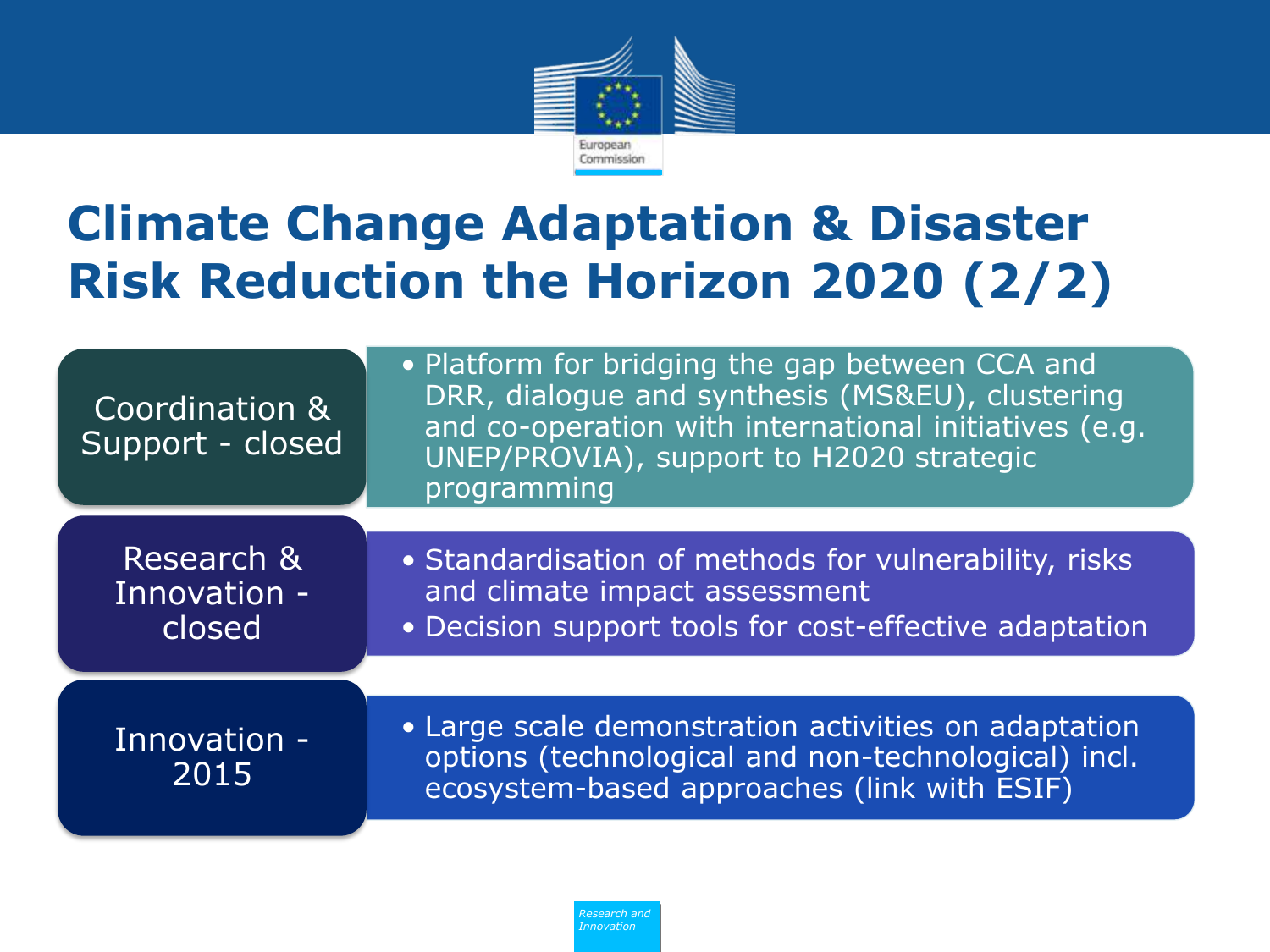# Climate Change Adaptation & Disaster Risk Reduction the Horizon 2020 (2/2)

**Coordination & Support - closed**

- Platform for bridging the gap between CCA and DRR, dialogue and synthesis (MS&EU), clustering and co-operation with international initiatives (e.g. UNEP/PROVIA), support to H2020 strategic programming

**Research & Innovation - closed**

- Standardisation of methods for vulnerability, risks and climate impact assessment
- Decision support tools for cost-effective adaptation

**Innovation - 2015**

- Large scale demonstration activities on adaptation options (technological and non-technological) incl. ecosystem-based approaches (link with ESIF)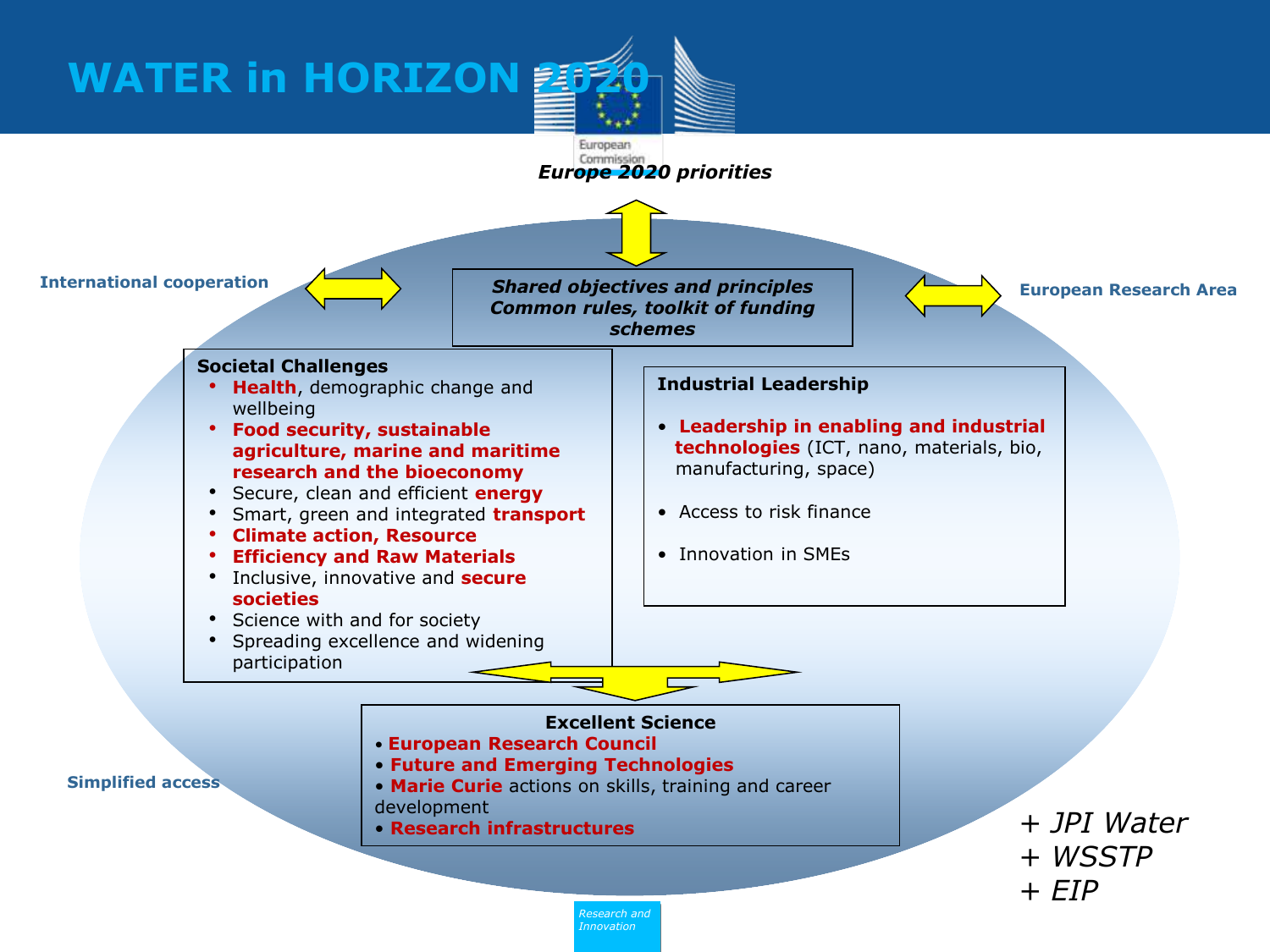# WATER in HORIZON 2020

*Europe 2020 priorities*

International cooperation

***Shared objectives and principles***
***Common rules, toolkit of funding schemes***

European Research Area

**Societal Challenges**

- **Health**, demographic change and wellbeing
- **Food security, sustainable agriculture, marine and maritime research and the bioeconomy**
- Secure, clean and efficient **energy**
- Smart, green and integrated **transport**
- **Climate action, Resource**
- **Efficiency and Raw Materials**
- Inclusive, innovative and **secure societies**
- Science with and for society
- Spreading excellence and widening participation

**Industrial Leadership**

- **Leadership in enabling and industrial technologies** (ICT, nano, materials, bio, manufacturing, space)
- Access to risk finance
- Innovation in SMEs

**Excellent Science**

- **European Research Council**
- **Future and Emerging Technologies**
- **Marie Curie** actions on skills, training and career development
- **Research infrastructures**

Simplified access

*+ JPI Water*
*+ WSSTP*
*+ EIP*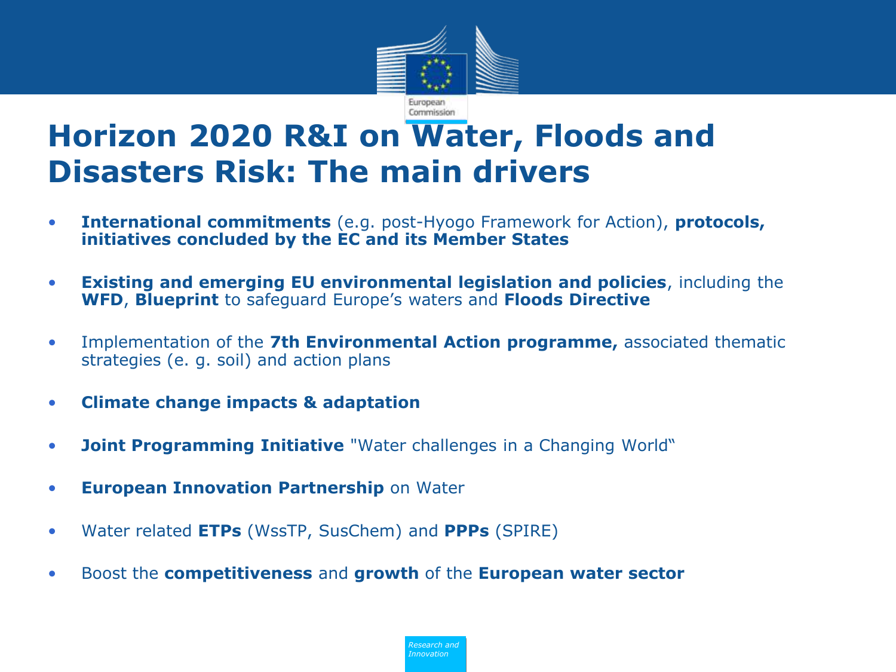# Horizon 2020 R&I on Water, Floods and Disasters Risk: The main drivers

- **International commitments** (e.g. post-Hyogo Framework for Action), **protocols, initiatives concluded by the EC and its Member States**
- **Existing and emerging EU environmental legislation and policies**, including the **WFD**, **Blueprint** to safeguard Europe's waters and **Floods Directive**
- Implementation of the **7th Environmental Action programme,** associated thematic strategies (e. g. soil) and action plans
- **Climate change impacts & adaptation**
- **Joint Programming Initiative** "Water challenges in a Changing World"
- **European Innovation Partnership** on Water
- Water related **ETPs** (WssTP, SusChem) and **PPPs** (SPIRE)
- Boost the **competitiveness** and **growth** of the **European water sector**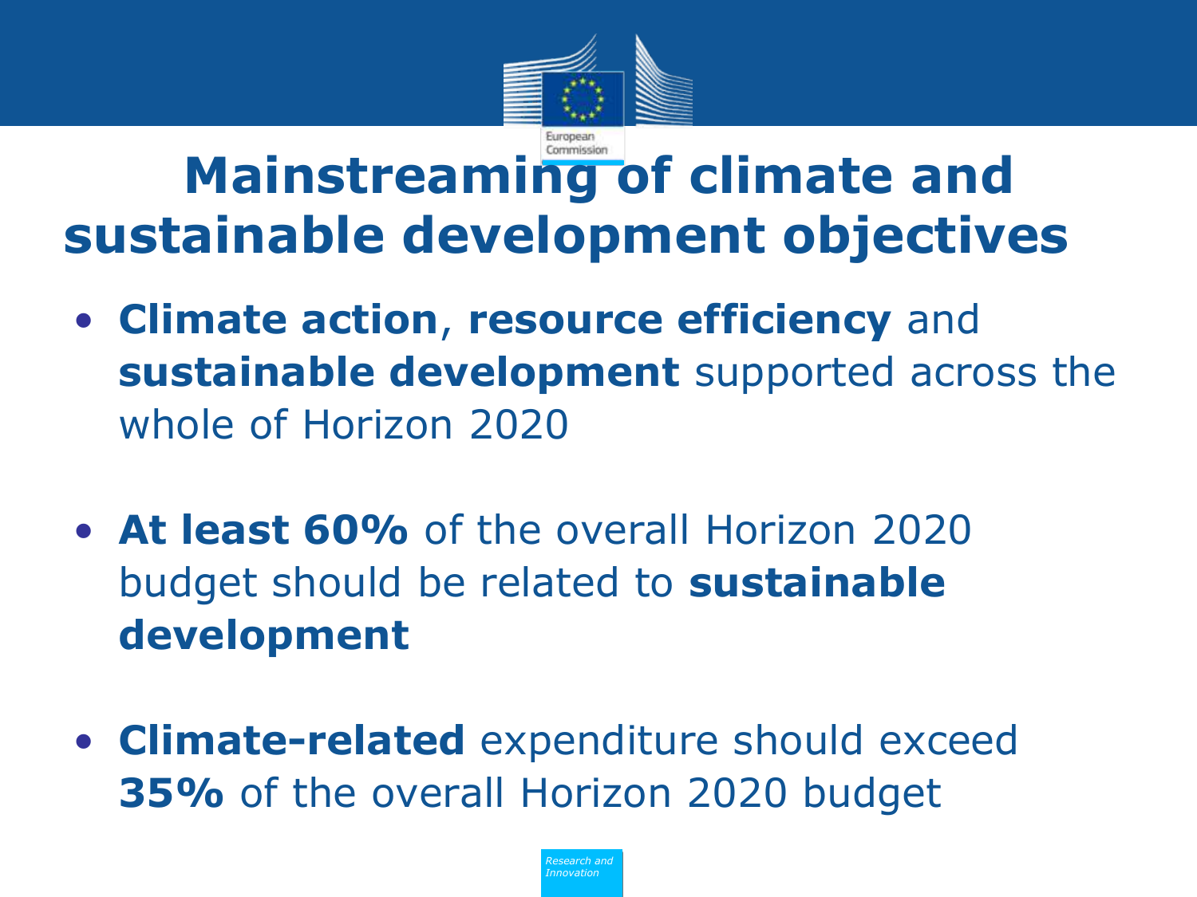# Mainstreaming of climate and sustainable development objectives

- **Climate action**, **resource efficiency** and **sustainable development** supported across the whole of Horizon 2020
- **At least 60%** of the overall Horizon 2020 budget should be related to **sustainable development**
- **Climate-related** expenditure should exceed **35%** of the overall Horizon 2020 budget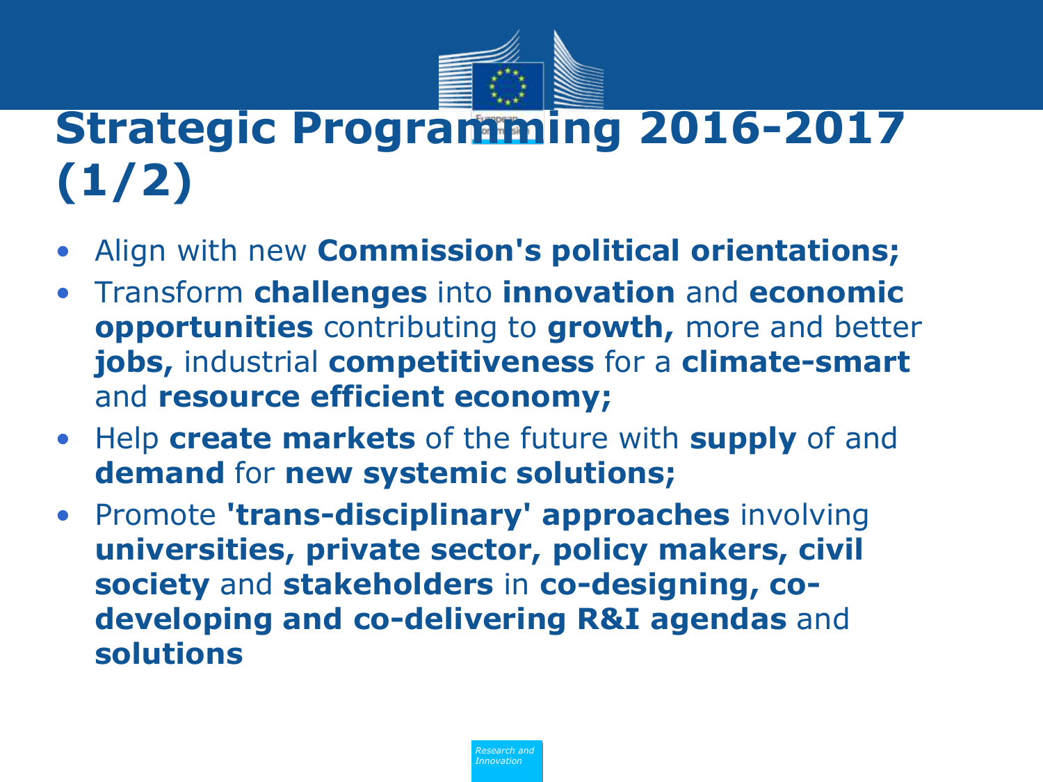# Strategic Programming 2016-2017 (1/2)

- Align with new **Commission's political orientations;**
- Transform **challenges** into **innovation** and **economic opportunities** contributing to **growth,** more and better **jobs,** industrial **competitiveness** for a **climate-smart** and **resource efficient economy;**
- Help **create markets** of the future with **supply** of and **demand** for **new systemic solutions;**
- Promote **'trans-disciplinary' approaches** involving **universities, private sector, policy makers, civil society** and **stakeholders** in **co-designing, co-developing and co-delivering R&I agendas** and **solutions**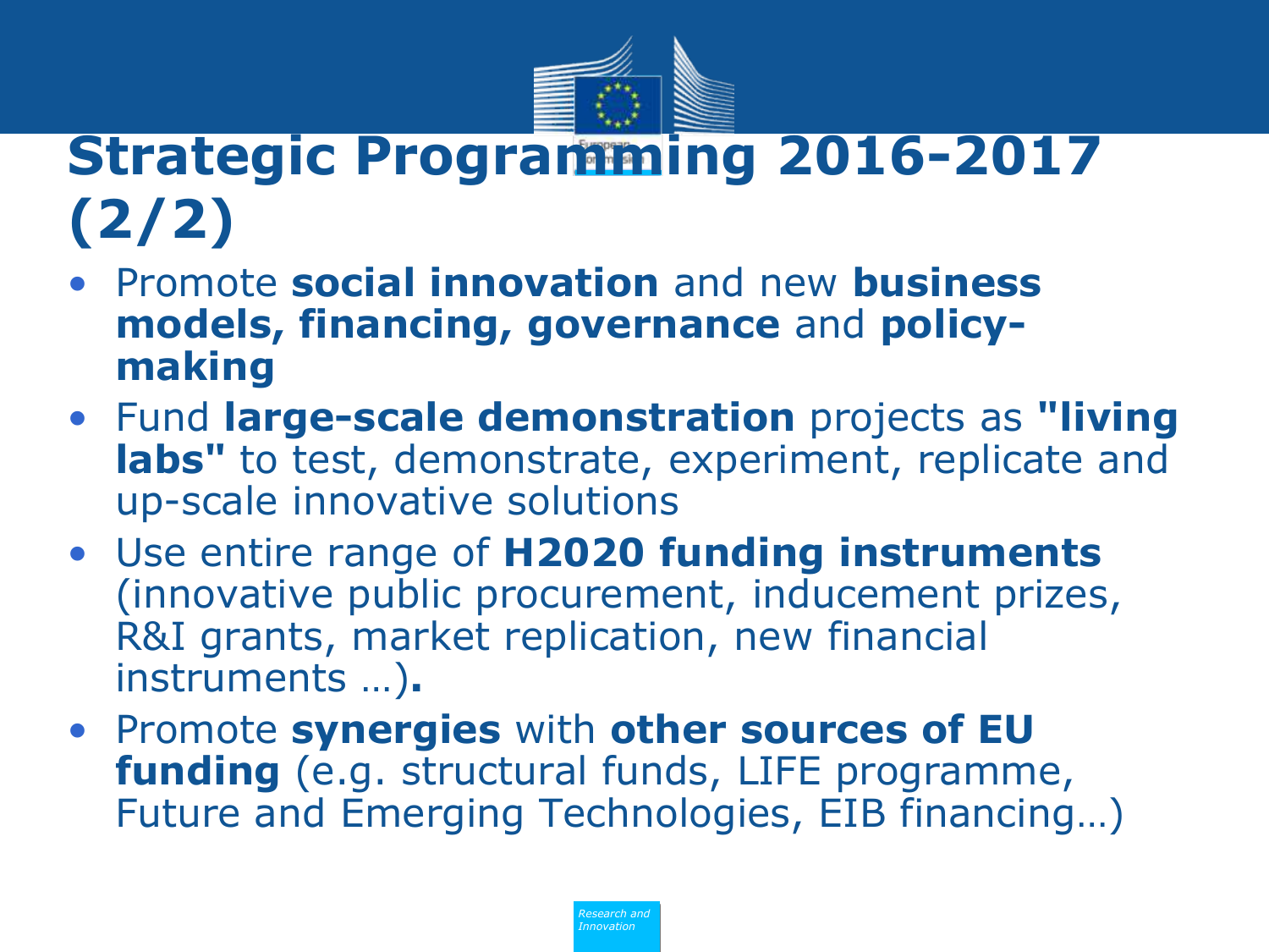# Strategic Programming 2016-2017 (2/2)

- Promote **social innovation** and new **business models, financing, governance** and **policy-making**
- Fund **large-scale demonstration** projects as **"living labs"** to test, demonstrate, experiment, replicate and up-scale innovative solutions
- Use entire range of **H2020 funding instruments** (innovative public procurement, inducement prizes, R&I grants, market replication, new financial instruments …)**.**
- Promote **synergies** with **other sources of EU funding** (e.g. structural funds, LIFE programme, Future and Emerging Technologies, EIB financing…)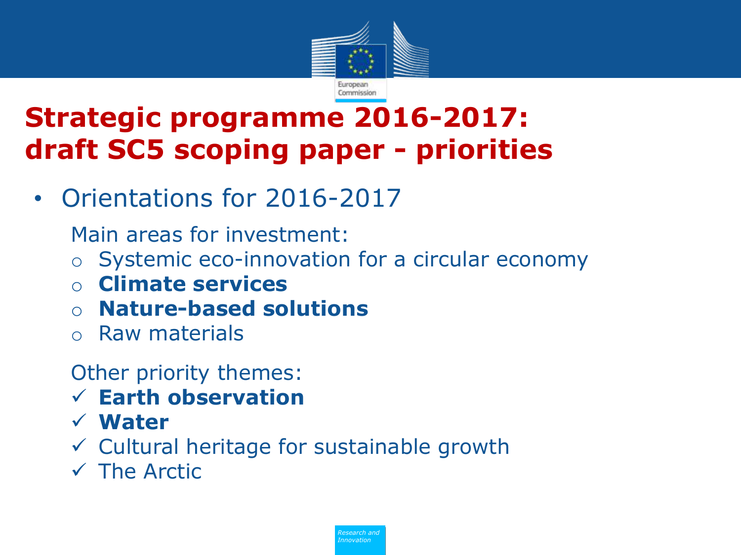# Strategic programme 2016-2017: draft SC5 scoping paper - priorities

- Orientations for 2016-2017

  Main areas for investment:

  - Systemic eco-innovation for a circular economy
  - **Climate services**
  - **Nature-based solutions**
  - Raw materials

  Other priority themes:

  - ✓ **Earth observation**
  - ✓ **Water**
  - ✓ Cultural heritage for sustainable growth
  - ✓ The Arctic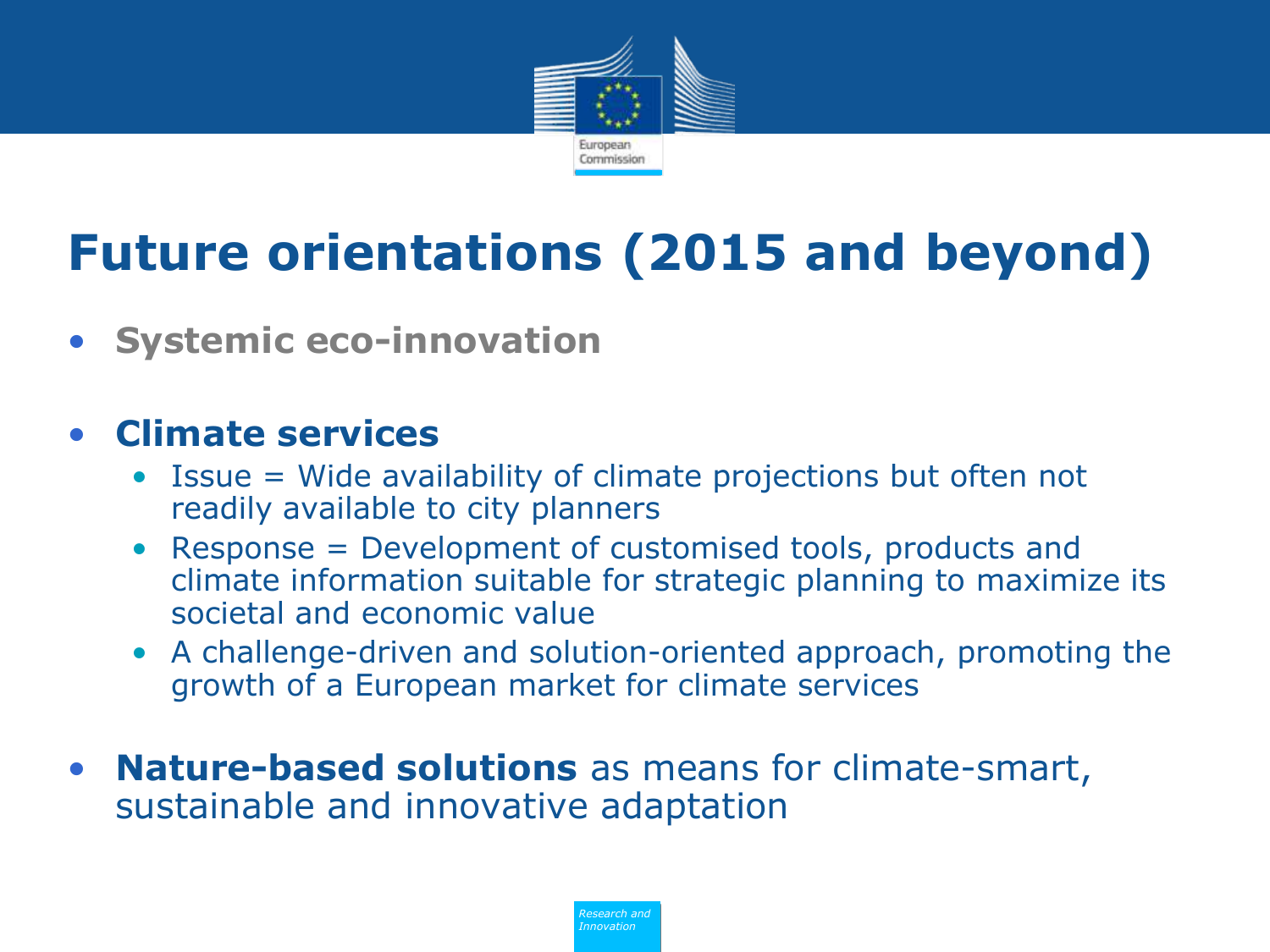# Future orientations (2015 and beyond)

- **Systemic eco-innovation**

- **Climate services**
  - Issue = Wide availability of climate projections but often not readily available to city planners
  - Response = Development of customised tools, products and climate information suitable for strategic planning to maximize its societal and economic value
  - A challenge-driven and solution-oriented approach, promoting the growth of a European market for climate services

- **Nature-based solutions** as means for climate-smart, sustainable and innovative adaptation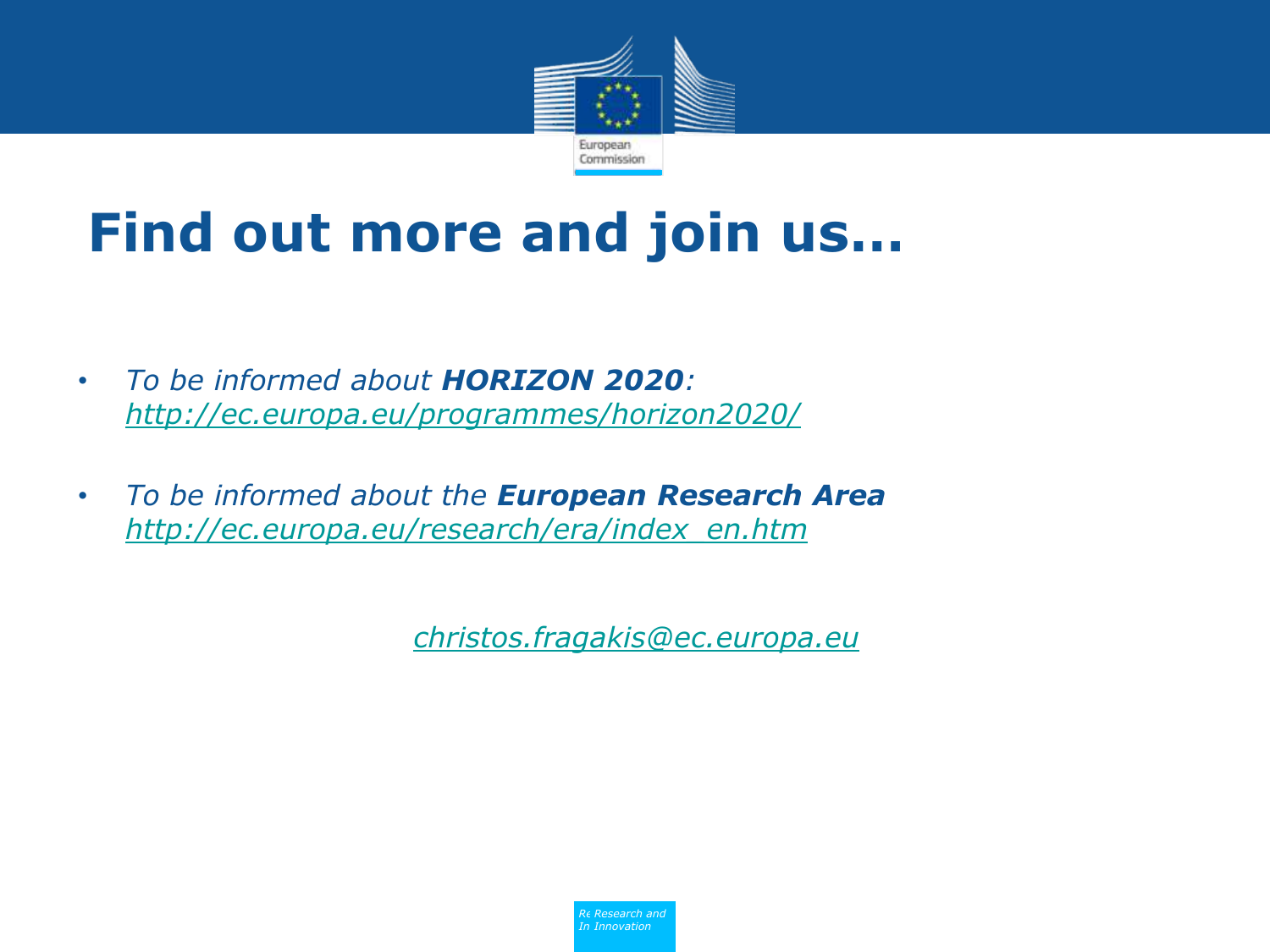# Find out more and join us…

- *To be informed about **HORIZON 2020**:*
  *http://ec.europa.eu/programmes/horizon2020/*

- *To be informed about the **European Research Area***
  *http://ec.europa.eu/research/era/index_en.htm*

*christos.fragakis@ec.europa.eu*